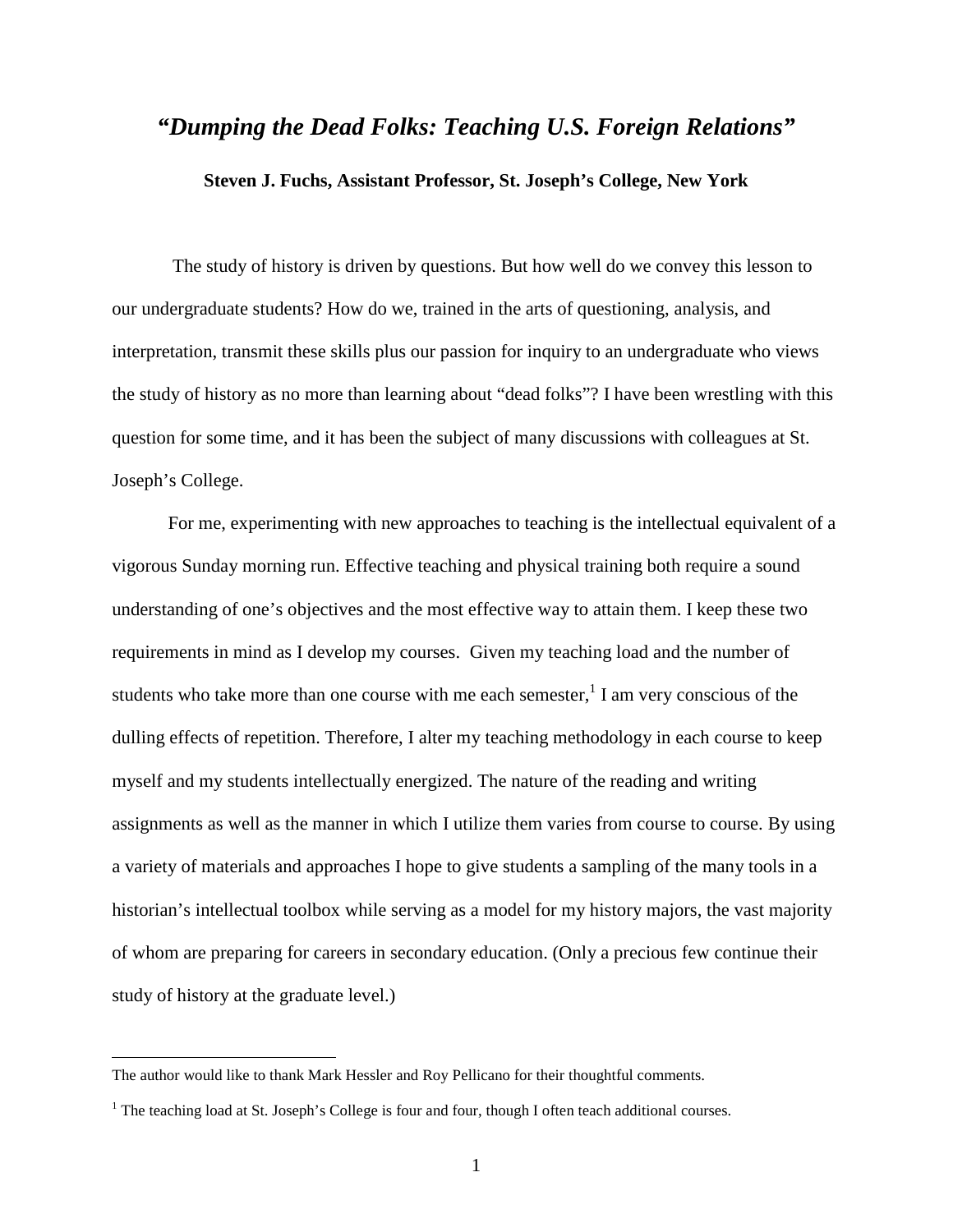# *"Dumping the Dead Folks: Teaching U.S. Foreign Relations"*

**Steven J. Fuchs, Assistant Professor, St. Joseph's College, New York**

The study of history is driven by questions. But how well do we convey this lesson to our undergraduate students? How do we, trained in the arts of questioning, analysis, and interpretation, transmit these skills plus our passion for inquiry to an undergraduate who views the study of history as no more than learning about "dead folks"? I have been wrestling with this question for some time, and it has been the subject of many discussions with colleagues at St. Joseph's College.

For me, experimenting with new approaches to teaching is the intellectual equivalent of a vigorous Sunday morning run. Effective teaching and physical training both require a sound understanding of one's objectives and the most effective way to attain them. I keep these two requirements in mind as I develop my courses. Given my teaching load and the number of students who take more than one course with me each semester,[1] I am very conscious of the dulling effects of repetition. Therefore, I alter my teaching methodology in each course to keep myself and my students intellectually energized. The nature of the reading and writing assignments as well as the manner in which I utilize them varies from course to course. By using a variety of materials and approaches I hope to give students a sampling of the many tools in a historian's intellectual toolbox while serving as a model for my history majors, the vast majority of whom are preparing for careers in secondary education. (Only a precious few continue their study of history at the graduate level.)

---

The author would like to thank Mark Hessler and Roy Pellicano for their thoughtful comments.

[1] The teaching load at St. Joseph's College is four and four, though I often teach additional courses.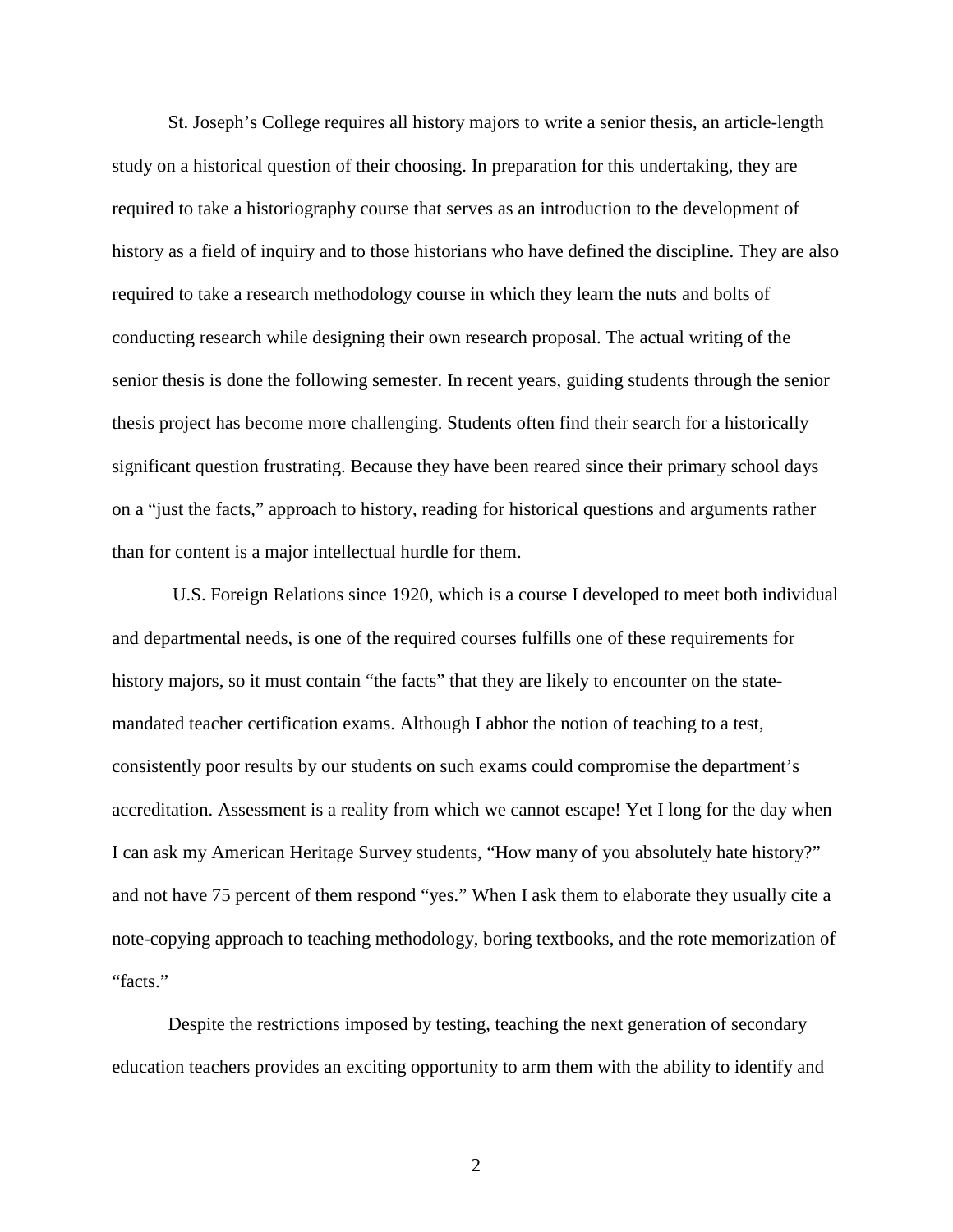St. Joseph's College requires all history majors to write a senior thesis, an article-length study on a historical question of their choosing. In preparation for this undertaking, they are required to take a historiography course that serves as an introduction to the development of history as a field of inquiry and to those historians who have defined the discipline. They are also required to take a research methodology course in which they learn the nuts and bolts of conducting research while designing their own research proposal. The actual writing of the senior thesis is done the following semester. In recent years, guiding students through the senior thesis project has become more challenging. Students often find their search for a historically significant question frustrating. Because they have been reared since their primary school days on a "just the facts," approach to history, reading for historical questions and arguments rather than for content is a major intellectual hurdle for them.

U.S. Foreign Relations since 1920, which is a course I developed to meet both individual and departmental needs, is one of the required courses fulfills one of these requirements for history majors, so it must contain "the facts" that they are likely to encounter on the state-mandated teacher certification exams. Although I abhor the notion of teaching to a test, consistently poor results by our students on such exams could compromise the department's accreditation. Assessment is a reality from which we cannot escape! Yet I long for the day when I can ask my American Heritage Survey students, "How many of you absolutely hate history?" and not have 75 percent of them respond "yes." When I ask them to elaborate they usually cite a note-copying approach to teaching methodology, boring textbooks, and the rote memorization of "facts."

Despite the restrictions imposed by testing, teaching the next generation of secondary education teachers provides an exciting opportunity to arm them with the ability to identify and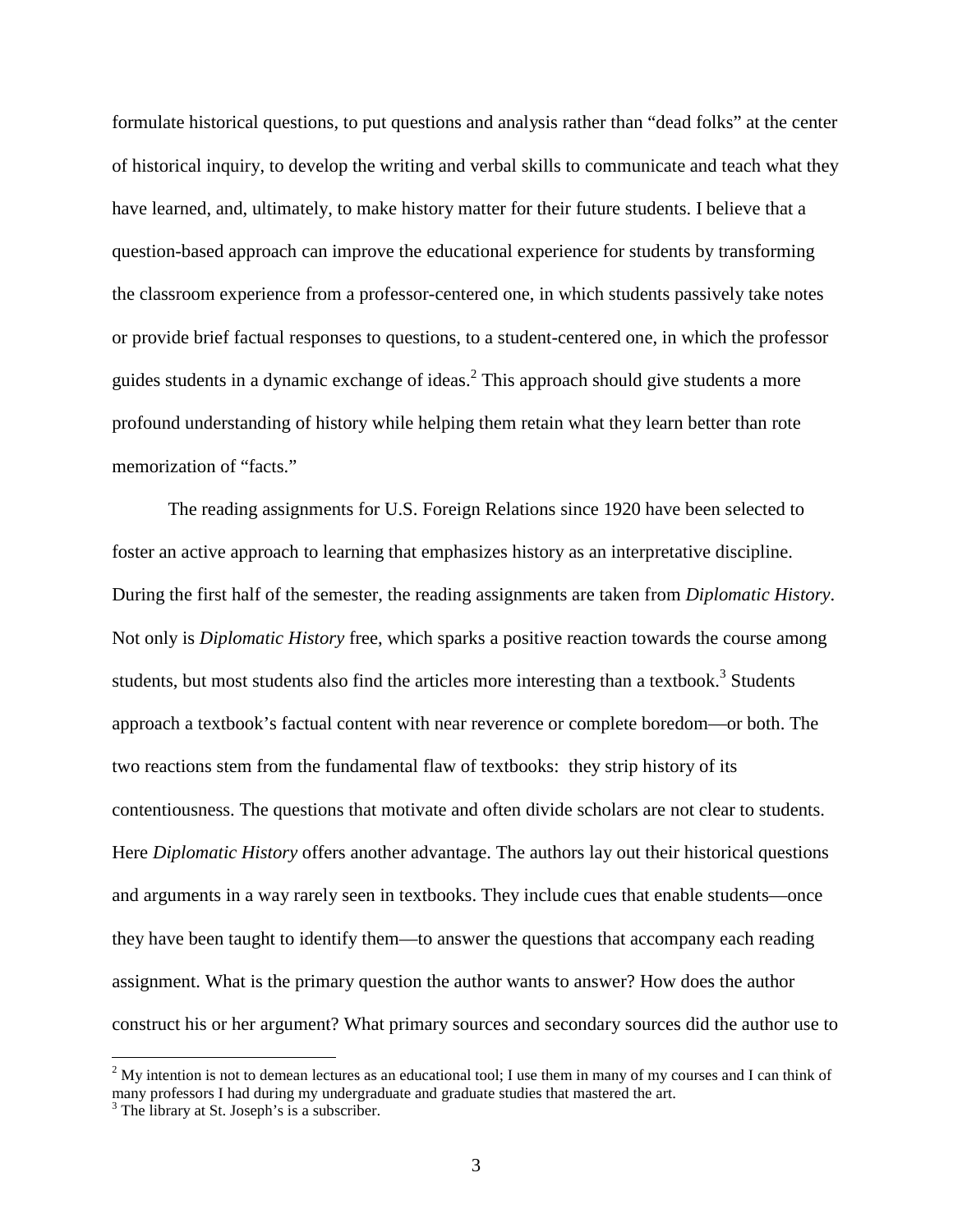formulate historical questions, to put questions and analysis rather than "dead folks" at the center of historical inquiry, to develop the writing and verbal skills to communicate and teach what they have learned, and, ultimately, to make history matter for their future students. I believe that a question-based approach can improve the educational experience for students by transforming the classroom experience from a professor-centered one, in which students passively take notes or provide brief factual responses to questions, to a student-centered one, in which the professor guides students in a dynamic exchange of ideas.[2] This approach should give students a more profound understanding of history while helping them retain what they learn better than rote memorization of "facts."

The reading assignments for U.S. Foreign Relations since 1920 have been selected to foster an active approach to learning that emphasizes history as an interpretative discipline. During the first half of the semester, the reading assignments are taken from *Diplomatic History*. Not only is *Diplomatic History* free, which sparks a positive reaction towards the course among students, but most students also find the articles more interesting than a textbook.[3] Students approach a textbook's factual content with near reverence or complete boredom—or both. The two reactions stem from the fundamental flaw of textbooks: they strip history of its contentiousness. The questions that motivate and often divide scholars are not clear to students. Here *Diplomatic History* offers another advantage. The authors lay out their historical questions and arguments in a way rarely seen in textbooks. They include cues that enable students—once they have been taught to identify them—to answer the questions that accompany each reading assignment. What is the primary question the author wants to answer? How does the author construct his or her argument? What primary sources and secondary sources did the author use to

[2] My intention is not to demean lectures as an educational tool; I use them in many of my courses and I can think of many professors I had during my undergraduate and graduate studies that mastered the art.

[3] The library at St. Joseph's is a subscriber.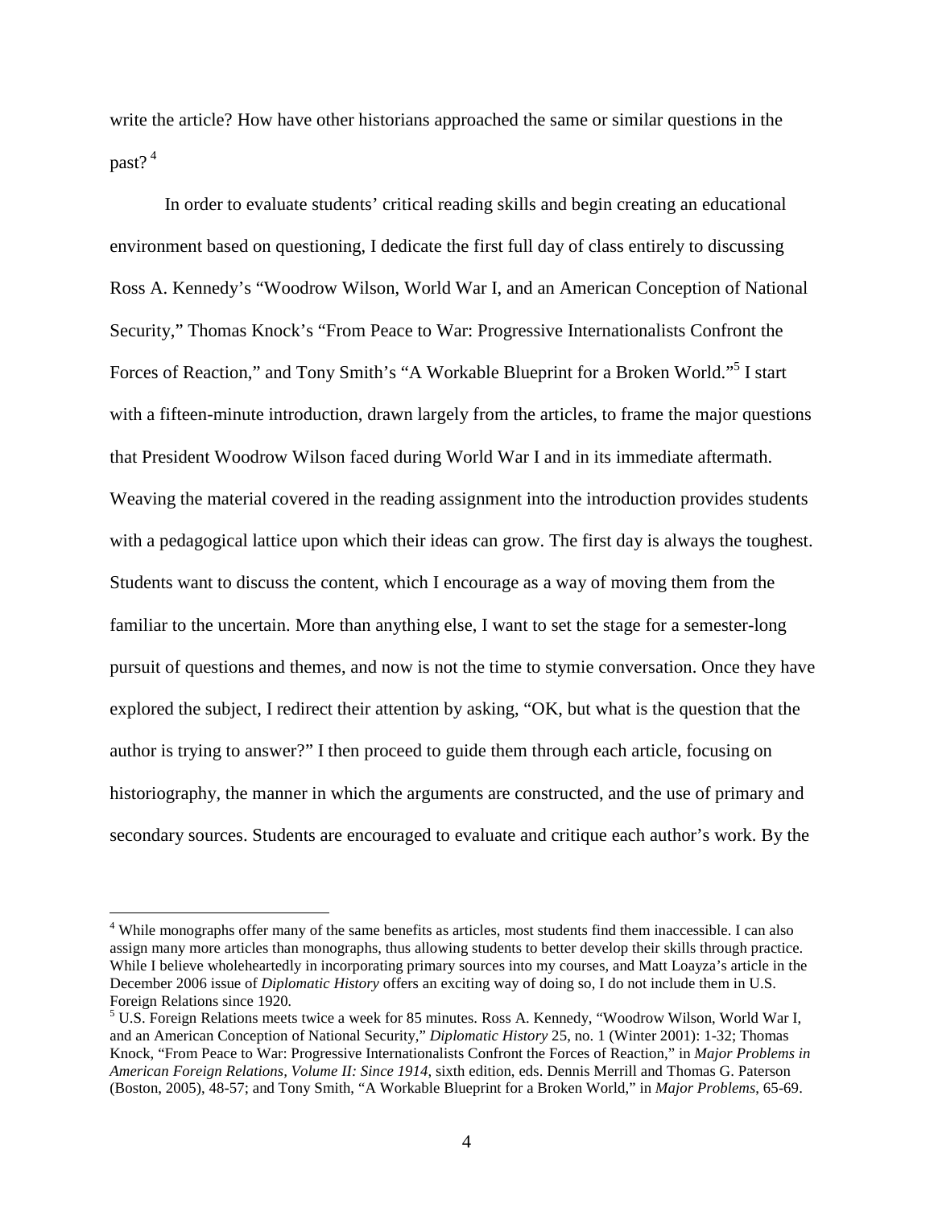write the article? How have other historians approached the same or similar questions in the past? [4]

In order to evaluate students' critical reading skills and begin creating an educational environment based on questioning, I dedicate the first full day of class entirely to discussing Ross A. Kennedy's "Woodrow Wilson, World War I, and an American Conception of National Security," Thomas Knock's "From Peace to War: Progressive Internationalists Confront the Forces of Reaction," and Tony Smith's "A Workable Blueprint for a Broken World."[5] I start with a fifteen-minute introduction, drawn largely from the articles, to frame the major questions that President Woodrow Wilson faced during World War I and in its immediate aftermath. Weaving the material covered in the reading assignment into the introduction provides students with a pedagogical lattice upon which their ideas can grow. The first day is always the toughest. Students want to discuss the content, which I encourage as a way of moving them from the familiar to the uncertain. More than anything else, I want to set the stage for a semester-long pursuit of questions and themes, and now is not the time to stymie conversation. Once they have explored the subject, I redirect their attention by asking, "OK, but what is the question that the author is trying to answer?" I then proceed to guide them through each article, focusing on historiography, the manner in which the arguments are constructed, and the use of primary and secondary sources. Students are encouraged to evaluate and critique each author's work. By the

---

[4] While monographs offer many of the same benefits as articles, most students find them inaccessible. I can also assign many more articles than monographs, thus allowing students to better develop their skills through practice. While I believe wholeheartedly in incorporating primary sources into my courses, and Matt Loayza's article in the December 2006 issue of *Diplomatic History* offers an exciting way of doing so, I do not include them in U.S. Foreign Relations since 1920.

[5] U.S. Foreign Relations meets twice a week for 85 minutes. Ross A. Kennedy, "Woodrow Wilson, World War I, and an American Conception of National Security," *Diplomatic History* 25, no. 1 (Winter 2001): 1-32; Thomas Knock, "From Peace to War: Progressive Internationalists Confront the Forces of Reaction," in *Major Problems in American Foreign Relations, Volume II: Since 1914*, sixth edition, eds. Dennis Merrill and Thomas G. Paterson (Boston, 2005), 48-57; and Tony Smith, "A Workable Blueprint for a Broken World," in *Major Problems*, 65-69.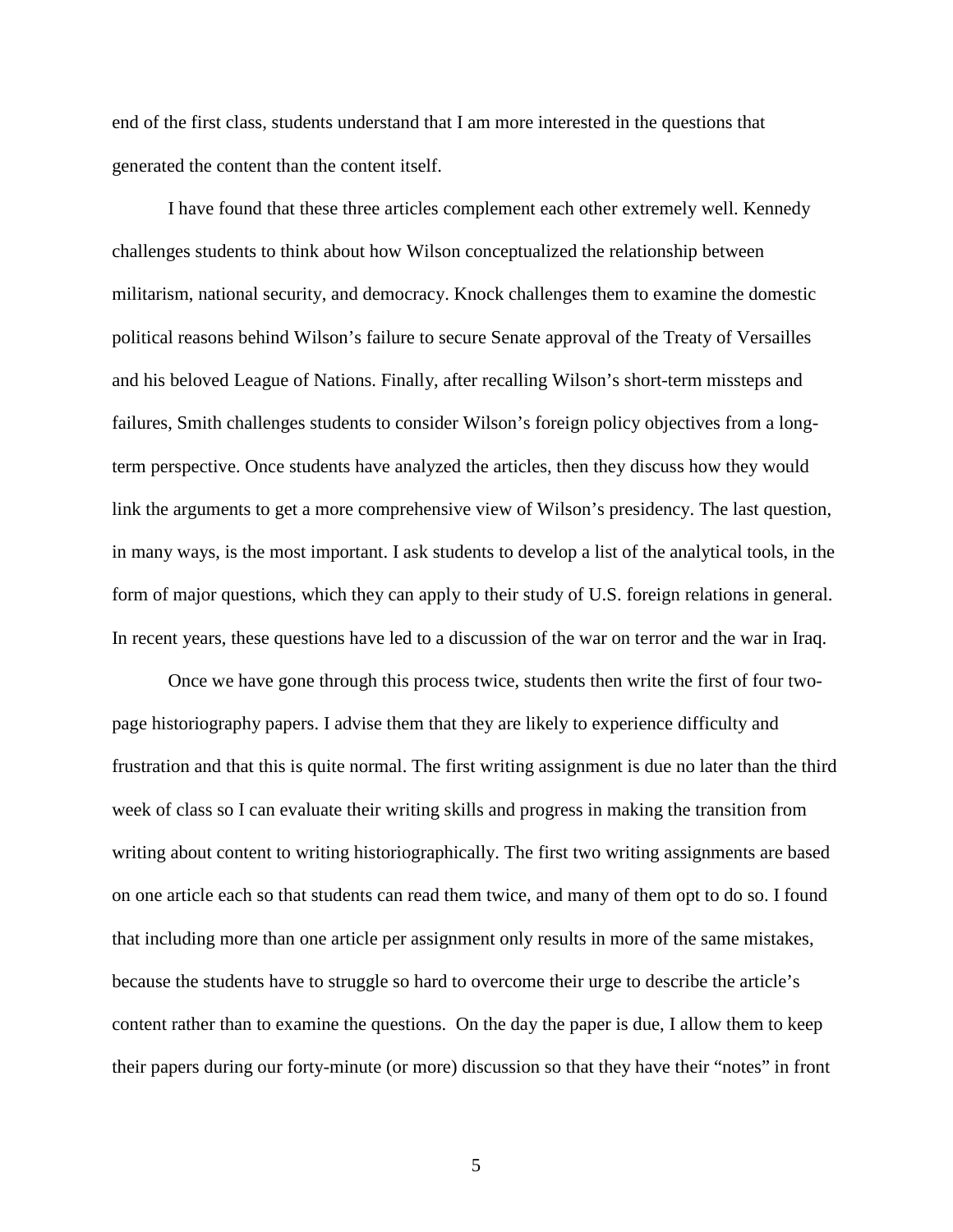end of the first class, students understand that I am more interested in the questions that generated the content than the content itself.

I have found that these three articles complement each other extremely well. Kennedy challenges students to think about how Wilson conceptualized the relationship between militarism, national security, and democracy. Knock challenges them to examine the domestic political reasons behind Wilson's failure to secure Senate approval of the Treaty of Versailles and his beloved League of Nations. Finally, after recalling Wilson's short-term missteps and failures, Smith challenges students to consider Wilson's foreign policy objectives from a long-term perspective. Once students have analyzed the articles, then they discuss how they would link the arguments to get a more comprehensive view of Wilson's presidency. The last question, in many ways, is the most important. I ask students to develop a list of the analytical tools, in the form of major questions, which they can apply to their study of U.S. foreign relations in general. In recent years, these questions have led to a discussion of the war on terror and the war in Iraq.

Once we have gone through this process twice, students then write the first of four two-page historiography papers. I advise them that they are likely to experience difficulty and frustration and that this is quite normal. The first writing assignment is due no later than the third week of class so I can evaluate their writing skills and progress in making the transition from writing about content to writing historiographically. The first two writing assignments are based on one article each so that students can read them twice, and many of them opt to do so. I found that including more than one article per assignment only results in more of the same mistakes, because the students have to struggle so hard to overcome their urge to describe the article's content rather than to examine the questions. On the day the paper is due, I allow them to keep their papers during our forty-minute (or more) discussion so that they have their "notes" in front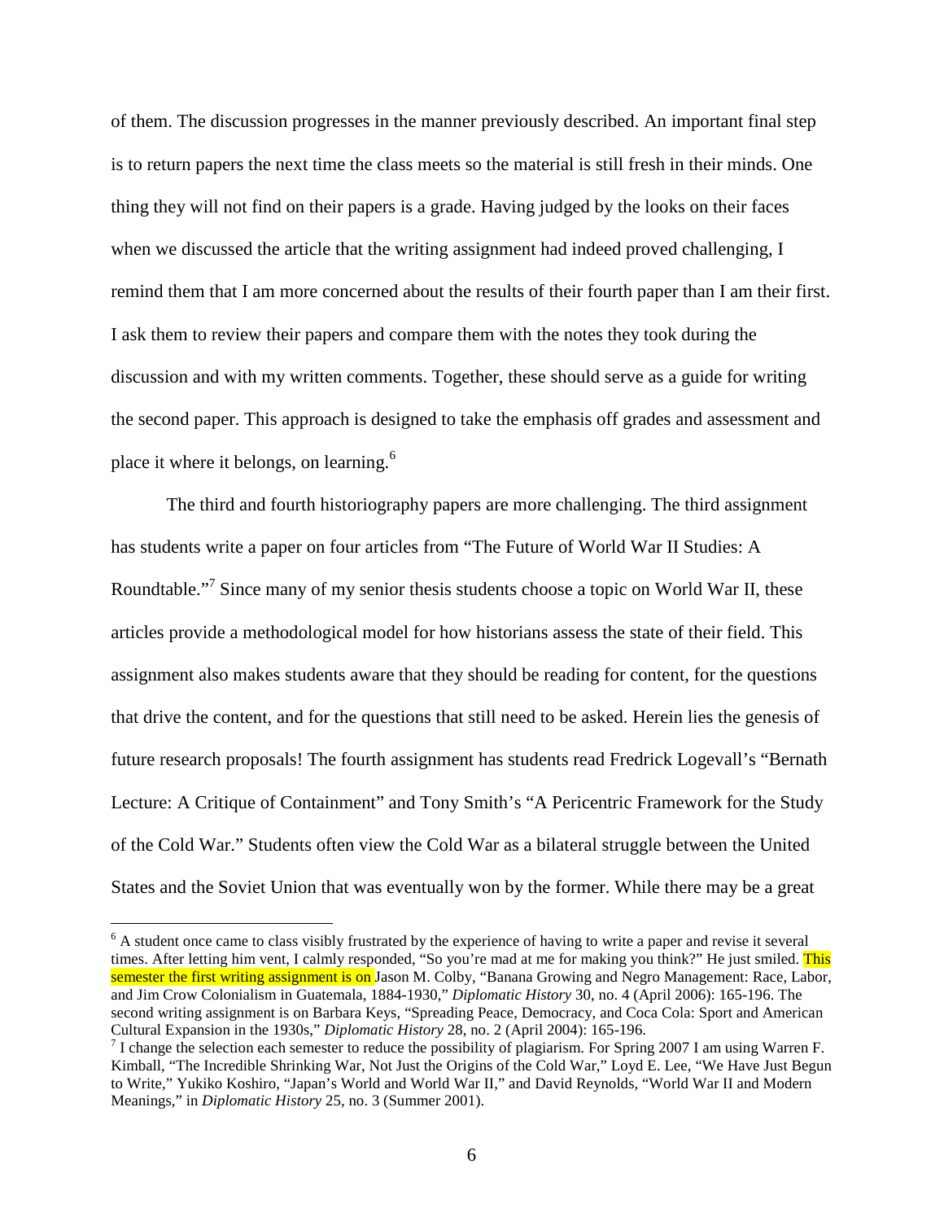of them. The discussion progresses in the manner previously described. An important final step is to return papers the next time the class meets so the material is still fresh in their minds. One thing they will not find on their papers is a grade. Having judged by the looks on their faces when we discussed the article that the writing assignment had indeed proved challenging, I remind them that I am more concerned about the results of their fourth paper than I am their first. I ask them to review their papers and compare them with the notes they took during the discussion and with my written comments. Together, these should serve as a guide for writing the second paper. This approach is designed to take the emphasis off grades and assessment and place it where it belongs, on learning.[6]

The third and fourth historiography papers are more challenging. The third assignment has students write a paper on four articles from "The Future of World War II Studies: A Roundtable."[7] Since many of my senior thesis students choose a topic on World War II, these articles provide a methodological model for how historians assess the state of their field. This assignment also makes students aware that they should be reading for content, for the questions that drive the content, and for the questions that still need to be asked. Herein lies the genesis of future research proposals! The fourth assignment has students read Fredrick Logevall's "Bernath Lecture: A Critique of Containment" and Tony Smith's "A Pericentric Framework for the Study of the Cold War." Students often view the Cold War as a bilateral struggle between the United States and the Soviet Union that was eventually won by the former. While there may be a great

---

[6] A student once came to class visibly frustrated by the experience of having to write a paper and revise it several times. After letting him vent, I calmly responded, "So you're mad at me for making you think?" He just smiled. This semester the first writing assignment is on Jason M. Colby, "Banana Growing and Negro Management: Race, Labor, and Jim Crow Colonialism in Guatemala, 1884-1930," *Diplomatic History* 30, no. 4 (April 2006): 165-196. The second writing assignment is on Barbara Keys, "Spreading Peace, Democracy, and Coca Cola: Sport and American Cultural Expansion in the 1930s," *Diplomatic History* 28, no. 2 (April 2004): 165-196.

[7] I change the selection each semester to reduce the possibility of plagiarism. For Spring 2007 I am using Warren F. Kimball, "The Incredible Shrinking War, Not Just the Origins of the Cold War," Loyd E. Lee, "We Have Just Begun to Write," Yukiko Koshiro, "Japan's World and World War II," and David Reynolds, "World War II and Modern Meanings," in *Diplomatic History* 25, no. 3 (Summer 2001).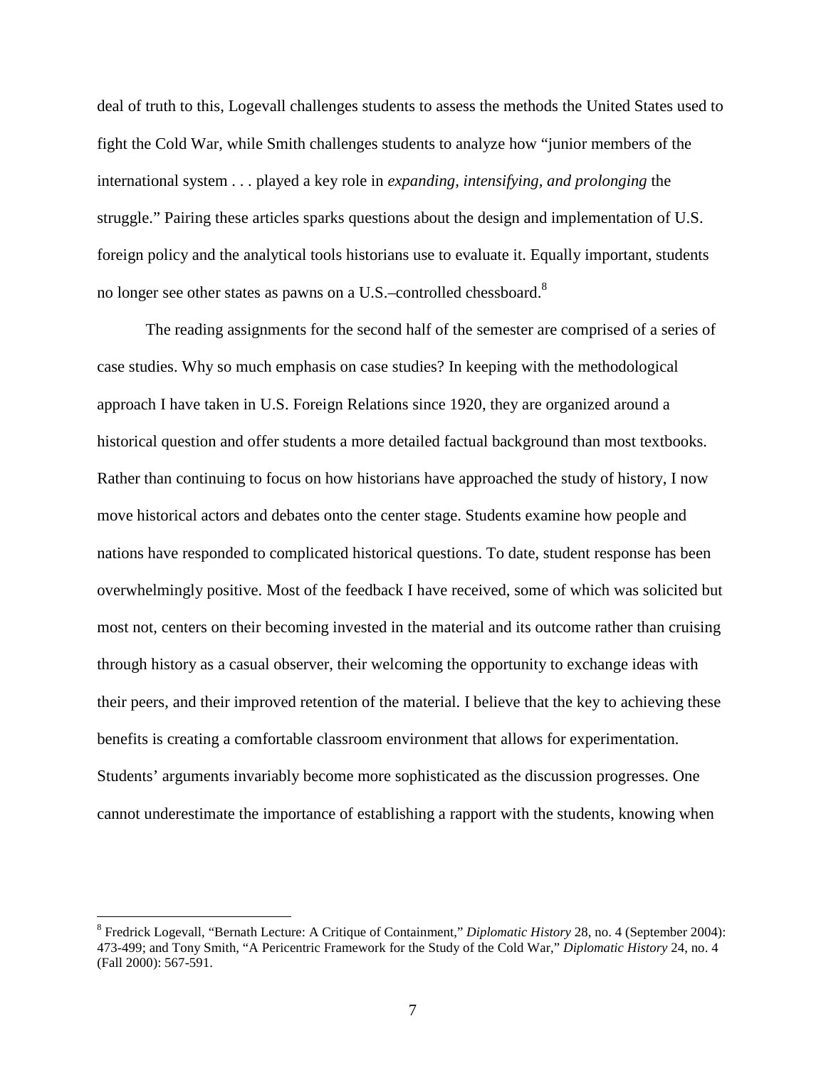deal of truth to this, Logevall challenges students to assess the methods the United States used to fight the Cold War, while Smith challenges students to analyze how "junior members of the international system . . . played a key role in *expanding, intensifying, and prolonging* the struggle." Pairing these articles sparks questions about the design and implementation of U.S. foreign policy and the analytical tools historians use to evaluate it. Equally important, students no longer see other states as pawns on a U.S.–controlled chessboard.[8]

The reading assignments for the second half of the semester are comprised of a series of case studies. Why so much emphasis on case studies? In keeping with the methodological approach I have taken in U.S. Foreign Relations since 1920, they are organized around a historical question and offer students a more detailed factual background than most textbooks. Rather than continuing to focus on how historians have approached the study of history, I now move historical actors and debates onto the center stage. Students examine how people and nations have responded to complicated historical questions. To date, student response has been overwhelmingly positive. Most of the feedback I have received, some of which was solicited but most not, centers on their becoming invested in the material and its outcome rather than cruising through history as a casual observer, their welcoming the opportunity to exchange ideas with their peers, and their improved retention of the material. I believe that the key to achieving these benefits is creating a comfortable classroom environment that allows for experimentation. Students' arguments invariably become more sophisticated as the discussion progresses. One cannot underestimate the importance of establishing a rapport with the students, knowing when

---

[8] Fredrick Logevall, "Bernath Lecture: A Critique of Containment," *Diplomatic History* 28, no. 4 (September 2004): 473-499; and Tony Smith, "A Pericentric Framework for the Study of the Cold War," *Diplomatic History* 24, no. 4 (Fall 2000): 567-591.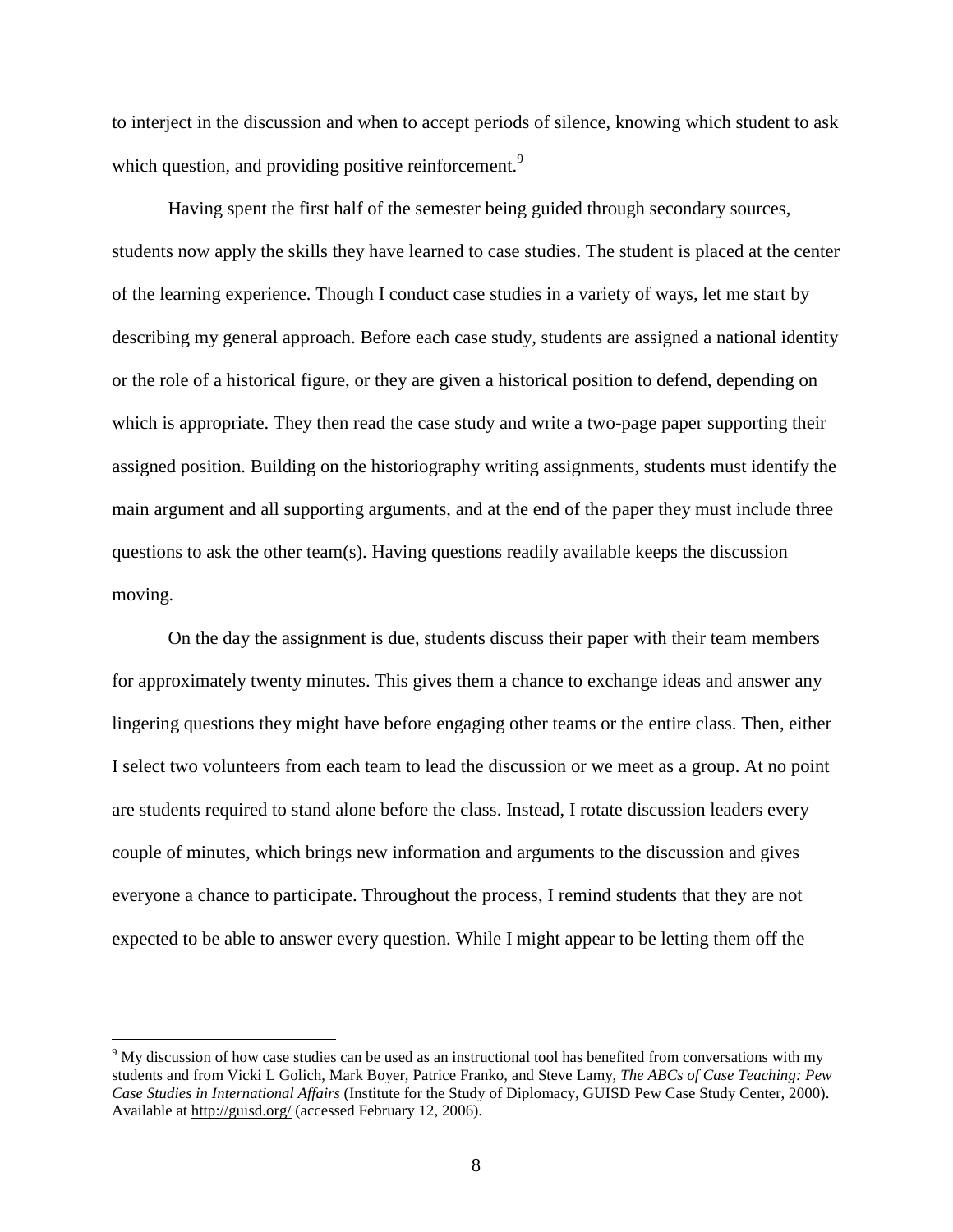to interject in the discussion and when to accept periods of silence, knowing which student to ask which question, and providing positive reinforcement.[9]

Having spent the first half of the semester being guided through secondary sources, students now apply the skills they have learned to case studies. The student is placed at the center of the learning experience. Though I conduct case studies in a variety of ways, let me start by describing my general approach. Before each case study, students are assigned a national identity or the role of a historical figure, or they are given a historical position to defend, depending on which is appropriate. They then read the case study and write a two-page paper supporting their assigned position. Building on the historiography writing assignments, students must identify the main argument and all supporting arguments, and at the end of the paper they must include three questions to ask the other team(s). Having questions readily available keeps the discussion moving.

On the day the assignment is due, students discuss their paper with their team members for approximately twenty minutes. This gives them a chance to exchange ideas and answer any lingering questions they might have before engaging other teams or the entire class. Then, either I select two volunteers from each team to lead the discussion or we meet as a group. At no point are students required to stand alone before the class. Instead, I rotate discussion leaders every couple of minutes, which brings new information and arguments to the discussion and gives everyone a chance to participate. Throughout the process, I remind students that they are not expected to be able to answer every question. While I might appear to be letting them off the

---

[9] My discussion of how case studies can be used as an instructional tool has benefited from conversations with my students and from Vicki L Golich, Mark Boyer, Patrice Franko, and Steve Lamy, *The ABCs of Case Teaching: Pew Case Studies in International Affairs* (Institute for the Study of Diplomacy, GUISD Pew Case Study Center, 2000). Available at http://guisd.org/ (accessed February 12, 2006).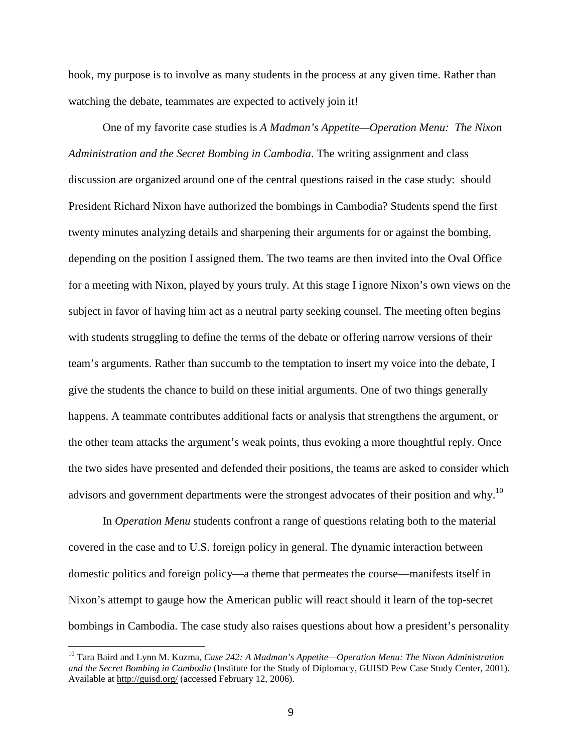hook, my purpose is to involve as many students in the process at any given time. Rather than watching the debate, teammates are expected to actively join it!

One of my favorite case studies is *A Madman's Appetite—Operation Menu: The Nixon Administration and the Secret Bombing in Cambodia*. The writing assignment and class discussion are organized around one of the central questions raised in the case study: should President Richard Nixon have authorized the bombings in Cambodia? Students spend the first twenty minutes analyzing details and sharpening their arguments for or against the bombing, depending on the position I assigned them. The two teams are then invited into the Oval Office for a meeting with Nixon, played by yours truly. At this stage I ignore Nixon's own views on the subject in favor of having him act as a neutral party seeking counsel. The meeting often begins with students struggling to define the terms of the debate or offering narrow versions of their team's arguments. Rather than succumb to the temptation to insert my voice into the debate, I give the students the chance to build on these initial arguments. One of two things generally happens. A teammate contributes additional facts or analysis that strengthens the argument, or the other team attacks the argument's weak points, thus evoking a more thoughtful reply. Once the two sides have presented and defended their positions, the teams are asked to consider which advisors and government departments were the strongest advocates of their position and why.[10]

In *Operation Menu* students confront a range of questions relating both to the material covered in the case and to U.S. foreign policy in general. The dynamic interaction between domestic politics and foreign policy—a theme that permeates the course—manifests itself in Nixon's attempt to gauge how the American public will react should it learn of the top-secret bombings in Cambodia. The case study also raises questions about how a president's personality

---

[10] Tara Baird and Lynn M. Kuzma, *Case 242: A Madman's Appetite—Operation Menu: The Nixon Administration and the Secret Bombing in Cambodia* (Institute for the Study of Diplomacy, GUISD Pew Case Study Center, 2001). Available at http://guisd.org/ (accessed February 12, 2006).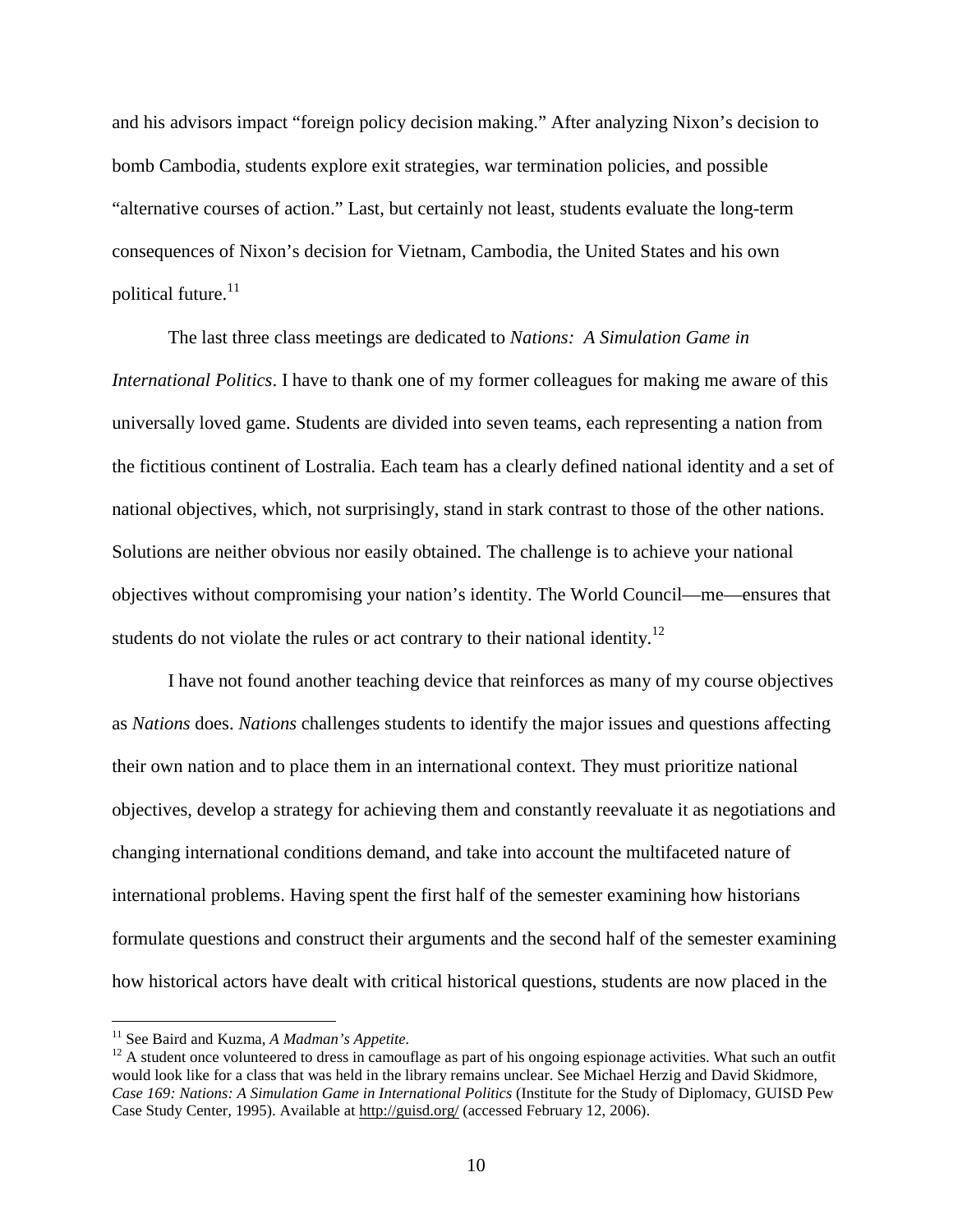and his advisors impact "foreign policy decision making." After analyzing Nixon's decision to bomb Cambodia, students explore exit strategies, war termination policies, and possible "alternative courses of action." Last, but certainly not least, students evaluate the long-term consequences of Nixon's decision for Vietnam, Cambodia, the United States and his own political future.[11]

The last three class meetings are dedicated to *Nations: A Simulation Game in International Politics*. I have to thank one of my former colleagues for making me aware of this universally loved game. Students are divided into seven teams, each representing a nation from the fictitious continent of Lostralia. Each team has a clearly defined national identity and a set of national objectives, which, not surprisingly, stand in stark contrast to those of the other nations. Solutions are neither obvious nor easily obtained. The challenge is to achieve your national objectives without compromising your nation's identity. The World Council—me—ensures that students do not violate the rules or act contrary to their national identity.[12]

I have not found another teaching device that reinforces as many of my course objectives as *Nations* does. *Nations* challenges students to identify the major issues and questions affecting their own nation and to place them in an international context. They must prioritize national objectives, develop a strategy for achieving them and constantly reevaluate it as negotiations and changing international conditions demand, and take into account the multifaceted nature of international problems. Having spent the first half of the semester examining how historians formulate questions and construct their arguments and the second half of the semester examining how historical actors have dealt with critical historical questions, students are now placed in the

---

[11] See Baird and Kuzma, *A Madman's Appetite*.

[12] A student once volunteered to dress in camouflage as part of his ongoing espionage activities. What such an outfit would look like for a class that was held in the library remains unclear. See Michael Herzig and David Skidmore, *Case 169: Nations: A Simulation Game in International Politics* (Institute for the Study of Diplomacy, GUISD Pew Case Study Center, 1995). Available at http://guisd.org/ (accessed February 12, 2006).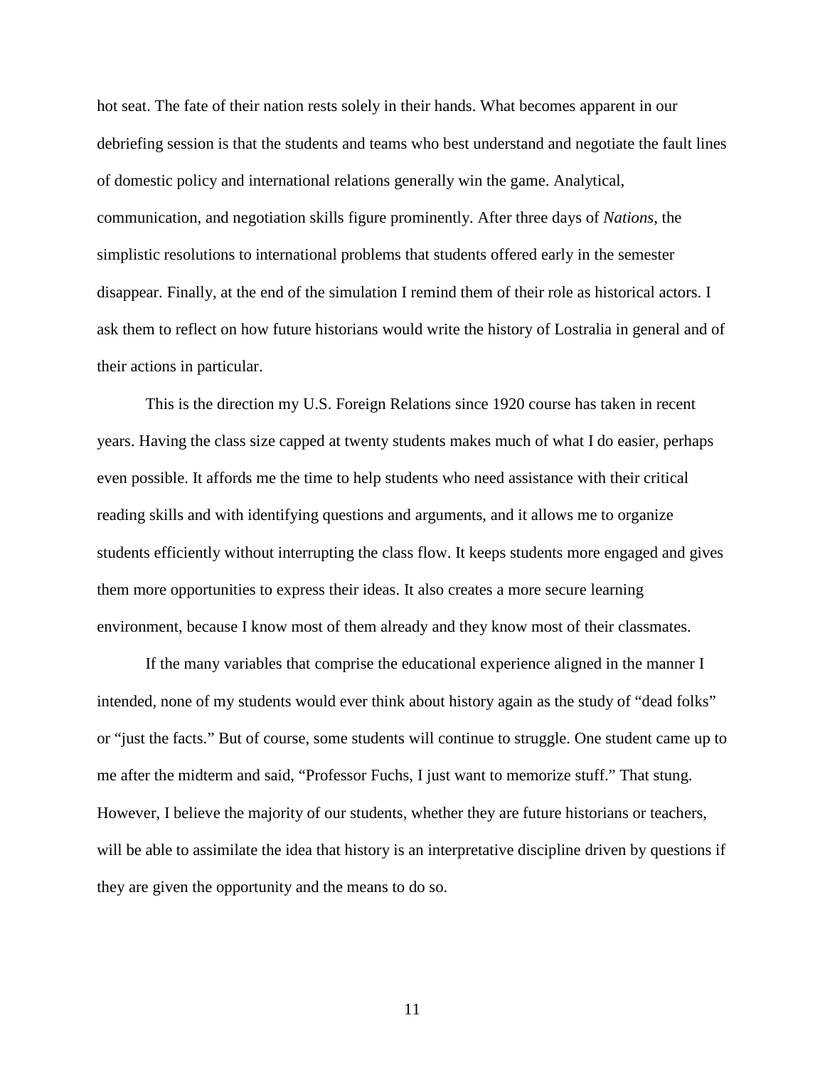hot seat. The fate of their nation rests solely in their hands. What becomes apparent in our debriefing session is that the students and teams who best understand and negotiate the fault lines of domestic policy and international relations generally win the game. Analytical, communication, and negotiation skills figure prominently. After three days of *Nations*, the simplistic resolutions to international problems that students offered early in the semester disappear. Finally, at the end of the simulation I remind them of their role as historical actors. I ask them to reflect on how future historians would write the history of Lostralia in general and of their actions in particular.

This is the direction my U.S. Foreign Relations since 1920 course has taken in recent years. Having the class size capped at twenty students makes much of what I do easier, perhaps even possible. It affords me the time to help students who need assistance with their critical reading skills and with identifying questions and arguments, and it allows me to organize students efficiently without interrupting the class flow. It keeps students more engaged and gives them more opportunities to express their ideas. It also creates a more secure learning environment, because I know most of them already and they know most of their classmates.

If the many variables that comprise the educational experience aligned in the manner I intended, none of my students would ever think about history again as the study of "dead folks" or "just the facts." But of course, some students will continue to struggle. One student came up to me after the midterm and said, "Professor Fuchs, I just want to memorize stuff." That stung. However, I believe the majority of our students, whether they are future historians or teachers, will be able to assimilate the idea that history is an interpretative discipline driven by questions if they are given the opportunity and the means to do so.